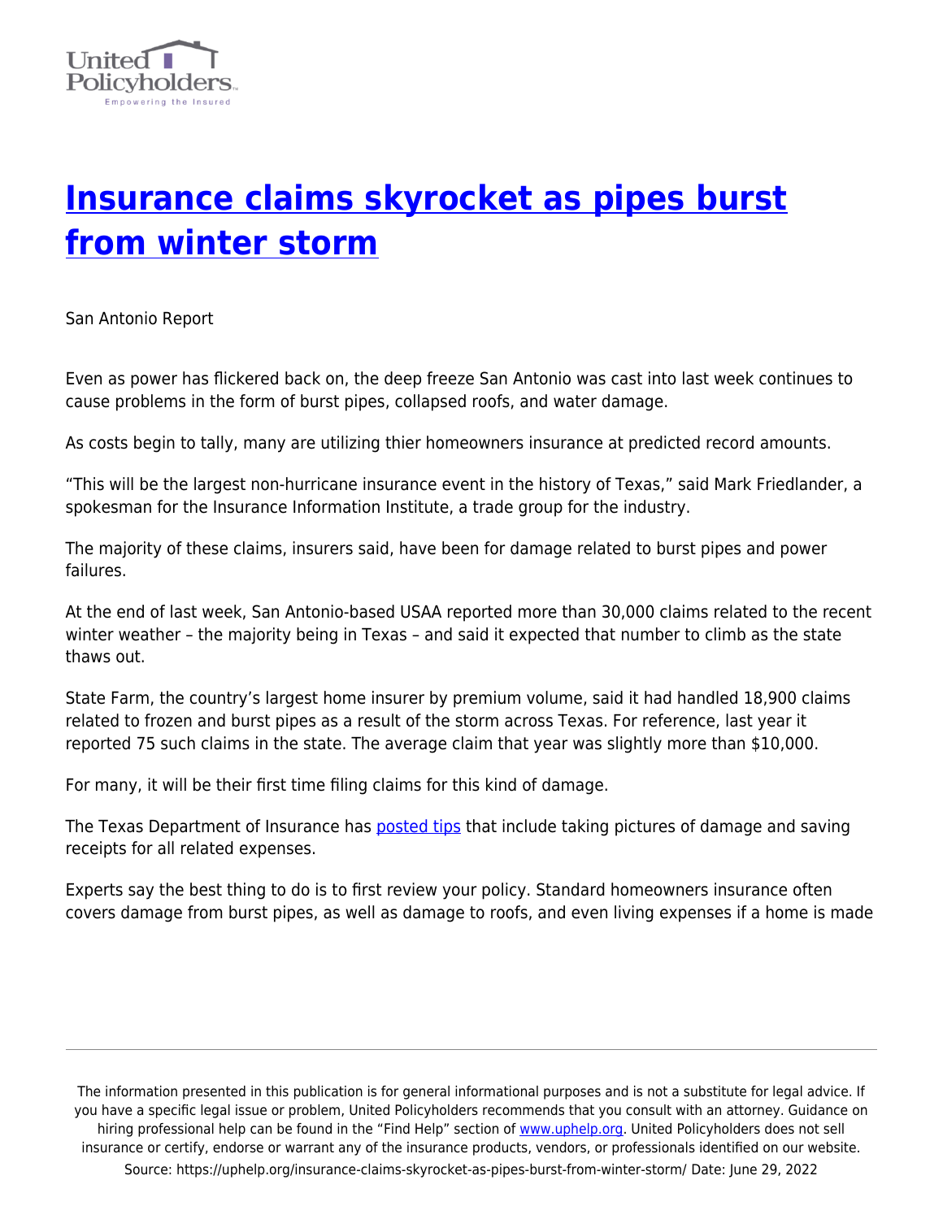# [Insurance claims skyrocket as pipes burst from winter storm](https://uphelp.org/insurance-claims-skyrocket-as-pipes-burst-from-winter-storm/)

San Antonio Report

Even as power has flickered back on, the deep freeze San Antonio was cast into last week continues to cause problems in the form of burst pipes, collapsed roofs, and water damage.

As costs begin to tally, many are utilizing thier homeowners insurance at predicted record amounts.

"This will be the largest non-hurricane insurance event in the history of Texas," said Mark Friedlander, a spokesman for the Insurance Information Institute, a trade group for the industry.

The majority of these claims, insurers said, have been for damage related to burst pipes and power failures.

At the end of last week, San Antonio-based USAA reported more than 30,000 claims related to the recent winter weather – the majority being in Texas – and said it expected that number to climb as the state thaws out.

State Farm, the country's largest home insurer by premium volume, said it had handled 18,900 claims related to frozen and burst pipes as a result of the storm across Texas. For reference, last year it reported 75 such claims in the state. The average claim that year was slightly more than $10,000.

For many, it will be their first time filing claims for this kind of damage.

The Texas Department of Insurance has posted tips that include taking pictures of damage and saving receipts for all related expenses.

Experts say the best thing to do is to first review your policy. Standard homeowners insurance often covers damage from burst pipes, as well as damage to roofs, and even living expenses if a home is made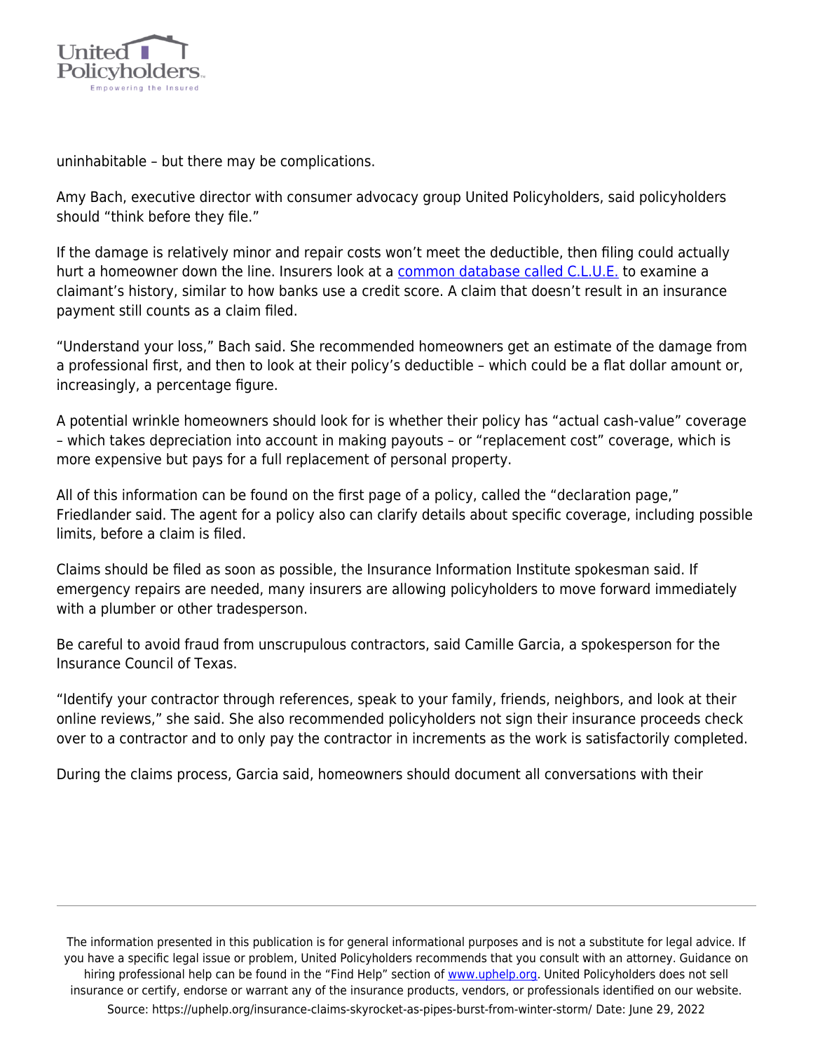uninhabitable – but there may be complications.

Amy Bach, executive director with consumer advocacy group United Policyholders, said policyholders should "think before they file."

If the damage is relatively minor and repair costs won't meet the deductible, then filing could actually hurt a homeowner down the line. Insurers look at a [common database called C.L.U.E.](#) to examine a claimant's history, similar to how banks use a credit score. A claim that doesn't result in an insurance payment still counts as a claim filed.

"Understand your loss," Bach said. She recommended homeowners get an estimate of the damage from a professional first, and then to look at their policy's deductible – which could be a flat dollar amount or, increasingly, a percentage figure.

A potential wrinkle homeowners should look for is whether their policy has "actual cash-value" coverage – which takes depreciation into account in making payouts – or "replacement cost" coverage, which is more expensive but pays for a full replacement of personal property.

All of this information can be found on the first page of a policy, called the "declaration page," Friedlander said. The agent for a policy also can clarify details about specific coverage, including possible limits, before a claim is filed.

Claims should be filed as soon as possible, the Insurance Information Institute spokesman said. If emergency repairs are needed, many insurers are allowing policyholders to move forward immediately with a plumber or other tradesperson.

Be careful to avoid fraud from unscrupulous contractors, said Camille Garcia, a spokesperson for the Insurance Council of Texas.

"Identify your contractor through references, speak to your family, friends, neighbors, and look at their online reviews," she said. She also recommended policyholders not sign their insurance proceeds check over to a contractor and to only pay the contractor in increments as the work is satisfactorily completed.

During the claims process, Garcia said, homeowners should document all conversations with their

The information presented in this publication is for general informational purposes and is not a substitute for legal advice. If you have a specific legal issue or problem, United Policyholders recommends that you consult with an attorney. Guidance on hiring professional help can be found in the "Find Help" section of [www.uphelp.org](http://www.uphelp.org). United Policyholders does not sell insurance or certify, endorse or warrant any of the insurance products, vendors, or professionals identified on our website.
Source: https://uphelp.org/insurance-claims-skyrocket-as-pipes-burst-from-winter-storm/ Date: June 29, 2022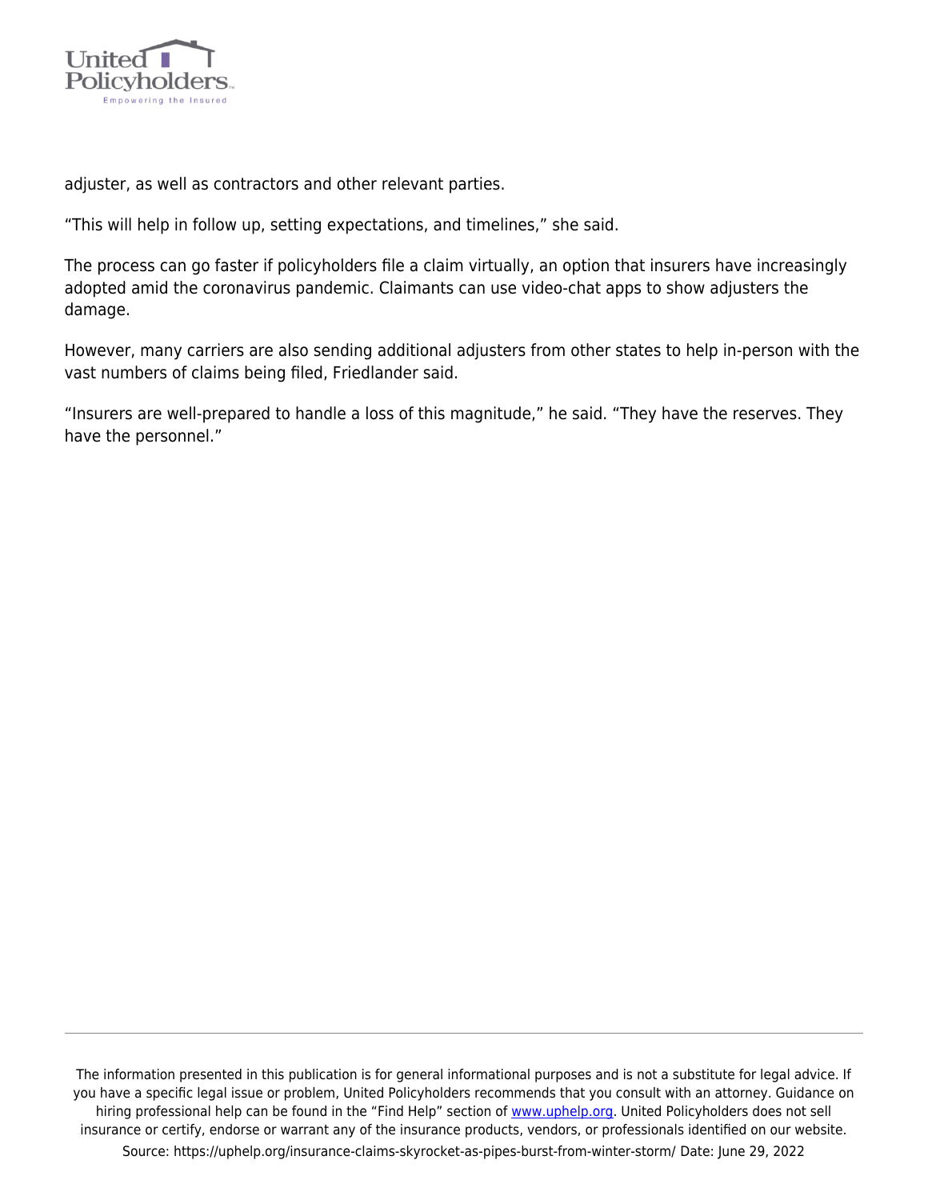adjuster, as well as contractors and other relevant parties.

"This will help in follow up, setting expectations, and timelines," she said.

The process can go faster if policyholders file a claim virtually, an option that insurers have increasingly adopted amid the coronavirus pandemic. Claimants can use video-chat apps to show adjusters the damage.

However, many carriers are also sending additional adjusters from other states to help in-person with the vast numbers of claims being filed, Friedlander said.

"Insurers are well-prepared to handle a loss of this magnitude," he said. "They have the reserves. They have the personnel."